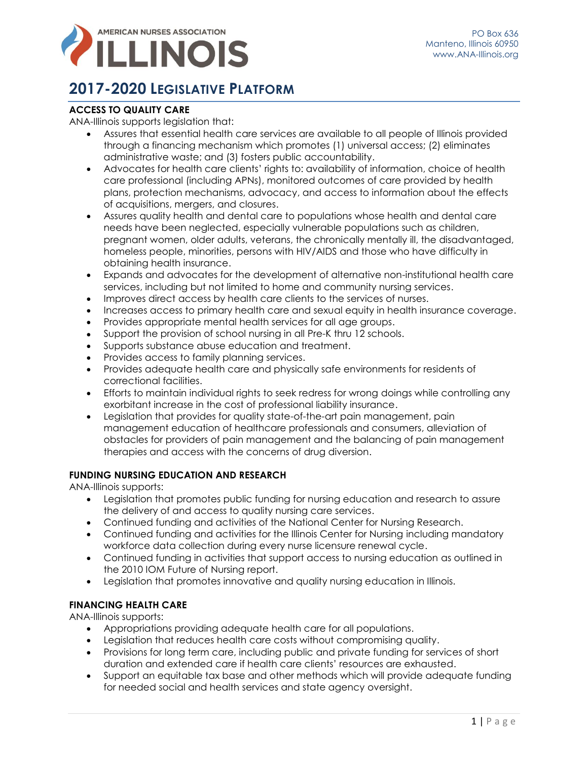AMERICAN NURSES ASSOCIATION
ILLINOIS

PO Box 636
Manteno, Illinois 60950
www.ANA-Illinois.org

# 2017-2020 Legislative Platform

## ACCESS TO QUALITY CARE

ANA-Illinois supports legislation that:

- Assures that essential health care services are available to all people of Illinois provided through a financing mechanism which promotes (1) universal access; (2) eliminates administrative waste; and (3) fosters public accountability.
- Advocates for health care clients' rights to: availability of information, choice of health care professional (including APNs), monitored outcomes of care provided by health plans, protection mechanisms, advocacy, and access to information about the effects of acquisitions, mergers, and closures.
- Assures quality health and dental care to populations whose health and dental care needs have been neglected, especially vulnerable populations such as children, pregnant women, older adults, veterans, the chronically mentally ill, the disadvantaged, homeless people, minorities, persons with HIV/AIDS and those who have difficulty in obtaining health insurance.
- Expands and advocates for the development of alternative non-institutional health care services, including but not limited to home and community nursing services.
- Improves direct access by health care clients to the services of nurses.
- Increases access to primary health care and sexual equity in health insurance coverage.
- Provides appropriate mental health services for all age groups.
- Support the provision of school nursing in all Pre-K thru 12 schools.
- Supports substance abuse education and treatment.
- Provides access to family planning services.
- Provides adequate health care and physically safe environments for residents of correctional facilities.
- Efforts to maintain individual rights to seek redress for wrong doings while controlling any exorbitant increase in the cost of professional liability insurance.
- Legislation that provides for quality state-of-the-art pain management, pain management education of healthcare professionals and consumers, alleviation of obstacles for providers of pain management and the balancing of pain management therapies and access with the concerns of drug diversion.

## FUNDING NURSING EDUCATION AND RESEARCH

ANA-Illinois supports:

- Legislation that promotes public funding for nursing education and research to assure the delivery of and access to quality nursing care services.
- Continued funding and activities of the National Center for Nursing Research.
- Continued funding and activities for the Illinois Center for Nursing including mandatory workforce data collection during every nurse licensure renewal cycle.
- Continued funding in activities that support access to nursing education as outlined in the 2010 IOM Future of Nursing report.
- Legislation that promotes innovative and quality nursing education in Illinois.

## FINANCING HEALTH CARE

ANA-Illinois supports:

- Appropriations providing adequate health care for all populations.
- Legislation that reduces health care costs without compromising quality.
- Provisions for long term care, including public and private funding for services of short duration and extended care if health care clients' resources are exhausted.
- Support an equitable tax base and other methods which will provide adequate funding for needed social and health services and state agency oversight.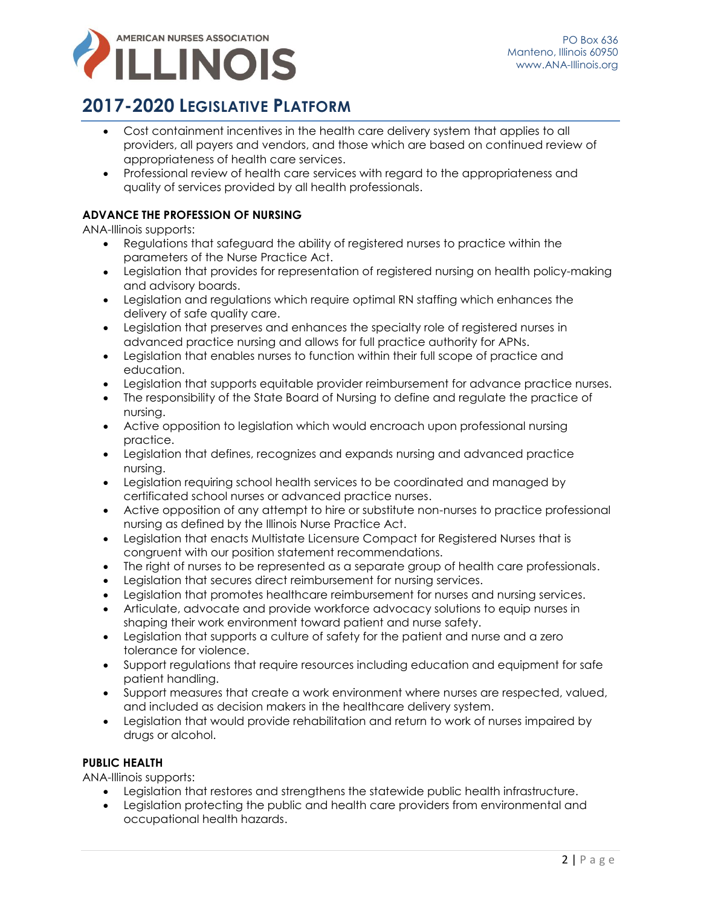- Cost containment incentives in the health care delivery system that applies to all providers, all payers and vendors, and those which are based on continued review of appropriateness of health care services.
- Professional review of health care services with regard to the appropriateness and quality of services provided by all health professionals.

**ADVANCE THE PROFESSION OF NURSING**

ANA-Illinois supports:

- Regulations that safeguard the ability of registered nurses to practice within the parameters of the Nurse Practice Act.
- Legislation that provides for representation of registered nursing on health policy-making and advisory boards.
- Legislation and regulations which require optimal RN staffing which enhances the delivery of safe quality care.
- Legislation that preserves and enhances the specialty role of registered nurses in advanced practice nursing and allows for full practice authority for APNs.
- Legislation that enables nurses to function within their full scope of practice and education.
- Legislation that supports equitable provider reimbursement for advance practice nurses.
- The responsibility of the State Board of Nursing to define and regulate the practice of nursing.
- Active opposition to legislation which would encroach upon professional nursing practice.
- Legislation that defines, recognizes and expands nursing and advanced practice nursing.
- Legislation requiring school health services to be coordinated and managed by certificated school nurses or advanced practice nurses.
- Active opposition of any attempt to hire or substitute non-nurses to practice professional nursing as defined by the Illinois Nurse Practice Act.
- Legislation that enacts Multistate Licensure Compact for Registered Nurses that is congruent with our position statement recommendations.
- The right of nurses to be represented as a separate group of health care professionals.
- Legislation that secures direct reimbursement for nursing services.
- Legislation that promotes healthcare reimbursement for nurses and nursing services.
- Articulate, advocate and provide workforce advocacy solutions to equip nurses in shaping their work environment toward patient and nurse safety.
- Legislation that supports a culture of safety for the patient and nurse and a zero tolerance for violence.
- Support regulations that require resources including education and equipment for safe patient handling.
- Support measures that create a work environment where nurses are respected, valued, and included as decision makers in the healthcare delivery system.
- Legislation that would provide rehabilitation and return to work of nurses impaired by drugs or alcohol.

**PUBLIC HEALTH**

ANA-Illinois supports:

- Legislation that restores and strengthens the statewide public health infrastructure.
- Legislation protecting the public and health care providers from environmental and occupational health hazards.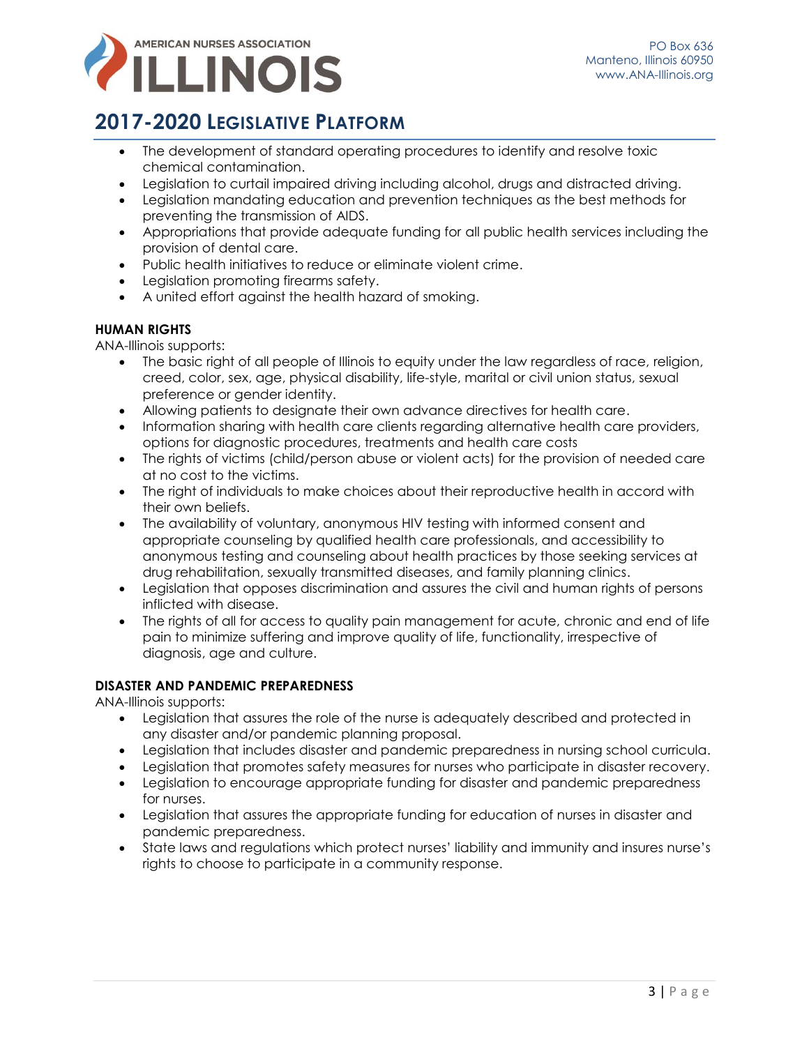- The development of standard operating procedures to identify and resolve toxic chemical contamination.
- Legislation to curtail impaired driving including alcohol, drugs and distracted driving.
- Legislation mandating education and prevention techniques as the best methods for preventing the transmission of AIDS.
- Appropriations that provide adequate funding for all public health services including the provision of dental care.
- Public health initiatives to reduce or eliminate violent crime.
- Legislation promoting firearms safety.
- A united effort against the health hazard of smoking.

**HUMAN RIGHTS**

ANA-Illinois supports:

- The basic right of all people of Illinois to equity under the law regardless of race, religion, creed, color, sex, age, physical disability, life-style, marital or civil union status, sexual preference or gender identity.
- Allowing patients to designate their own advance directives for health care.
- Information sharing with health care clients regarding alternative health care providers, options for diagnostic procedures, treatments and health care costs
- The rights of victims (child/person abuse or violent acts) for the provision of needed care at no cost to the victims.
- The right of individuals to make choices about their reproductive health in accord with their own beliefs.
- The availability of voluntary, anonymous HIV testing with informed consent and appropriate counseling by qualified health care professionals, and accessibility to anonymous testing and counseling about health practices by those seeking services at drug rehabilitation, sexually transmitted diseases, and family planning clinics.
- Legislation that opposes discrimination and assures the civil and human rights of persons inflicted with disease.
- The rights of all for access to quality pain management for acute, chronic and end of life pain to minimize suffering and improve quality of life, functionality, irrespective of diagnosis, age and culture.

**DISASTER AND PANDEMIC PREPAREDNESS**

ANA-Illinois supports:

- Legislation that assures the role of the nurse is adequately described and protected in any disaster and/or pandemic planning proposal.
- Legislation that includes disaster and pandemic preparedness in nursing school curricula.
- Legislation that promotes safety measures for nurses who participate in disaster recovery.
- Legislation to encourage appropriate funding for disaster and pandemic preparedness for nurses.
- Legislation that assures the appropriate funding for education of nurses in disaster and pandemic preparedness.
- State laws and regulations which protect nurses' liability and immunity and insures nurse's rights to choose to participate in a community response.